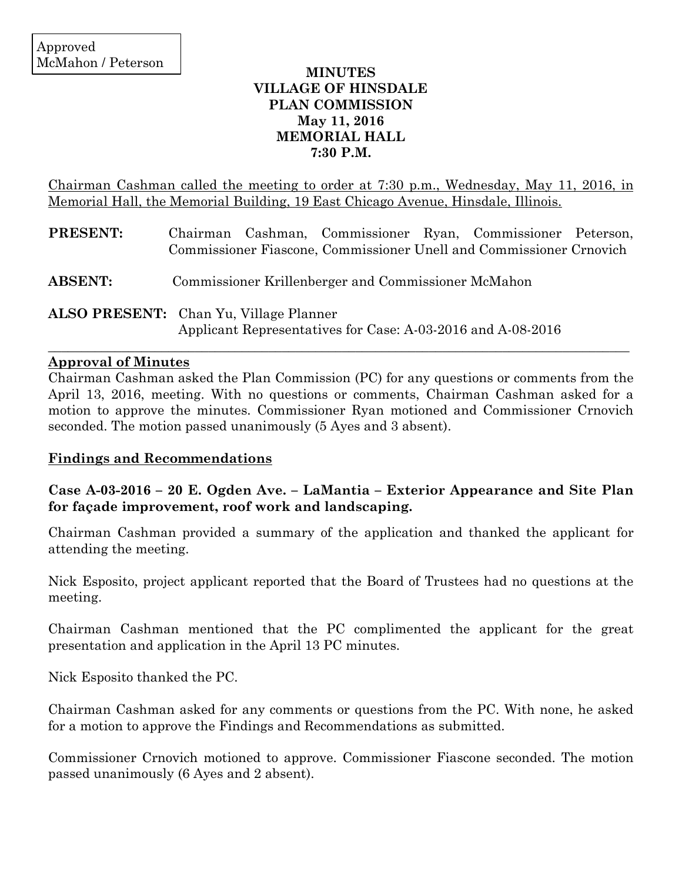Approved
McMahon / Peterson

# MINUTES
# VILLAGE OF HINSDALE
# PLAN COMMISSION
# May 11, 2016
# MEMORIAL HALL
# 7:30 P.M.

Chairman Cashman called the meeting to order at 7:30 p.m., Wednesday, May 11, 2016, in Memorial Hall, the Memorial Building, 19 East Chicago Avenue, Hinsdale, Illinois.

**PRESENT:** Chairman Cashman, Commissioner Ryan, Commissioner Peterson, Commissioner Fiascone, Commissioner Unell and Commissioner Crnovich

**ABSENT:** Commissioner Krillenberger and Commissioner McMahon

**ALSO PRESENT:** Chan Yu, Village Planner
Applicant Representatives for Case: A-03-2016 and A-08-2016

---

## Approval of Minutes

Chairman Cashman asked the Plan Commission (PC) for any questions or comments from the April 13, 2016, meeting. With no questions or comments, Chairman Cashman asked for a motion to approve the minutes. Commissioner Ryan motioned and Commissioner Crnovich seconded. The motion passed unanimously (5 Ayes and 3 absent).

## Findings and Recommendations

### Case A-03-2016 – 20 E. Ogden Ave. – LaMantia – Exterior Appearance and Site Plan for façade improvement, roof work and landscaping.

Chairman Cashman provided a summary of the application and thanked the applicant for attending the meeting.

Nick Esposito, project applicant reported that the Board of Trustees had no questions at the meeting.

Chairman Cashman mentioned that the PC complimented the applicant for the great presentation and application in the April 13 PC minutes.

Nick Esposito thanked the PC.

Chairman Cashman asked for any comments or questions from the PC. With none, he asked for a motion to approve the Findings and Recommendations as submitted.

Commissioner Crnovich motioned to approve. Commissioner Fiascone seconded. The motion passed unanimously (6 Ayes and 2 absent).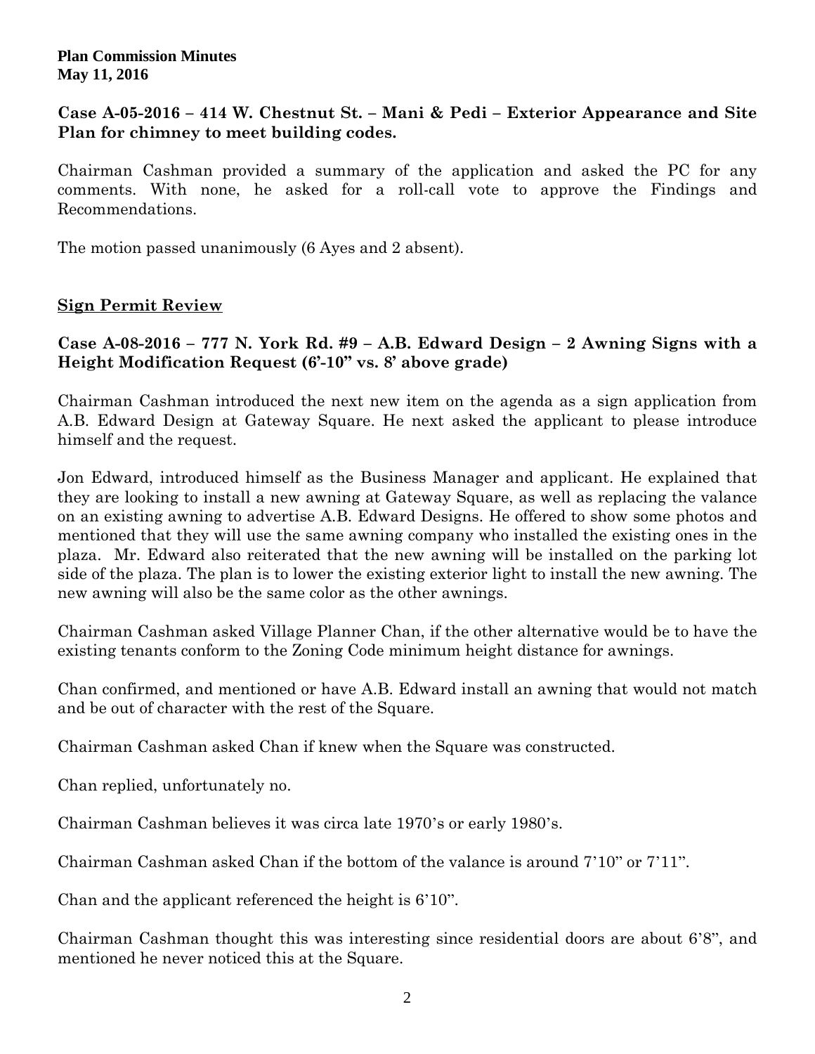**Plan Commission Minutes**
**May 11, 2016**

**Case A-05-2016 – 414 W. Chestnut St. – Mani & Pedi – Exterior Appearance and Site Plan for chimney to meet building codes.**

Chairman Cashman provided a summary of the application and asked the PC for any comments. With none, he asked for a roll-call vote to approve the Findings and Recommendations.

The motion passed unanimously (6 Ayes and 2 absent).

## Sign Permit Review

**Case A-08-2016 – 777 N. York Rd. #9 – A.B. Edward Design – 2 Awning Signs with a Height Modification Request (6'-10" vs. 8' above grade)**

Chairman Cashman introduced the next new item on the agenda as a sign application from A.B. Edward Design at Gateway Square. He next asked the applicant to please introduce himself and the request.

Jon Edward, introduced himself as the Business Manager and applicant. He explained that they are looking to install a new awning at Gateway Square, as well as replacing the valance on an existing awning to advertise A.B. Edward Designs. He offered to show some photos and mentioned that they will use the same awning company who installed the existing ones in the plaza. Mr. Edward also reiterated that the new awning will be installed on the parking lot side of the plaza. The plan is to lower the existing exterior light to install the new awning. The new awning will also be the same color as the other awnings.

Chairman Cashman asked Village Planner Chan, if the other alternative would be to have the existing tenants conform to the Zoning Code minimum height distance for awnings.

Chan confirmed, and mentioned or have A.B. Edward install an awning that would not match and be out of character with the rest of the Square.

Chairman Cashman asked Chan if knew when the Square was constructed.

Chan replied, unfortunately no.

Chairman Cashman believes it was circa late 1970's or early 1980's.

Chairman Cashman asked Chan if the bottom of the valance is around 7'10" or 7'11".

Chan and the applicant referenced the height is 6'10".

Chairman Cashman thought this was interesting since residential doors are about 6'8", and mentioned he never noticed this at the Square.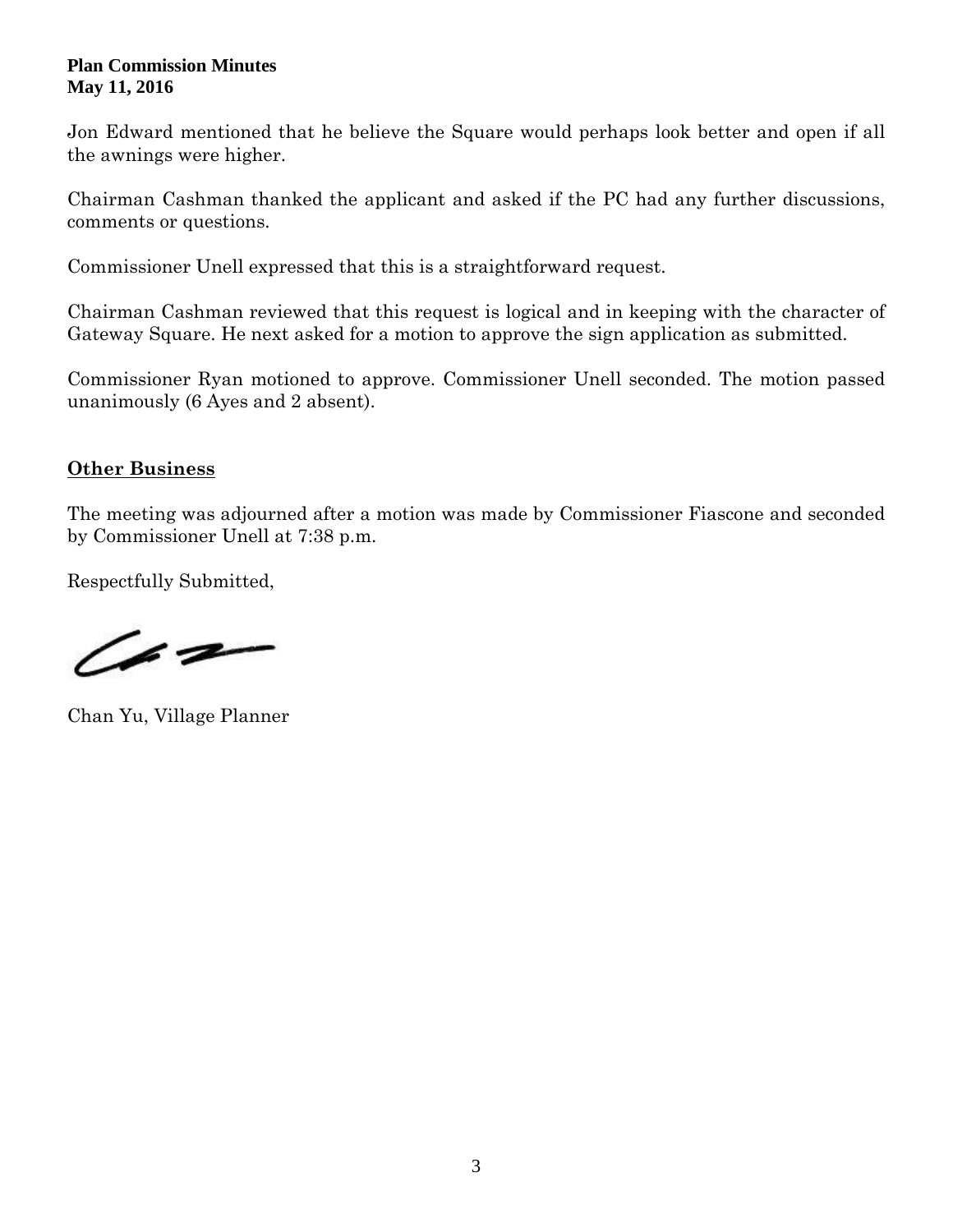Jon Edward mentioned that he believe the Square would perhaps look better and open if all the awnings were higher.

Chairman Cashman thanked the applicant and asked if the PC had any further discussions, comments or questions.

Commissioner Unell expressed that this is a straightforward request.

Chairman Cashman reviewed that this request is logical and in keeping with the character of Gateway Square. He next asked for a motion to approve the sign application as submitted.

Commissioner Ryan motioned to approve. Commissioner Unell seconded. The motion passed unanimously (6 Ayes and 2 absent).

## Other Business

The meeting was adjourned after a motion was made by Commissioner Fiascone and seconded by Commissioner Unell at 7:38 p.m.

Respectfully Submitted,

Chan Yu, Village Planner